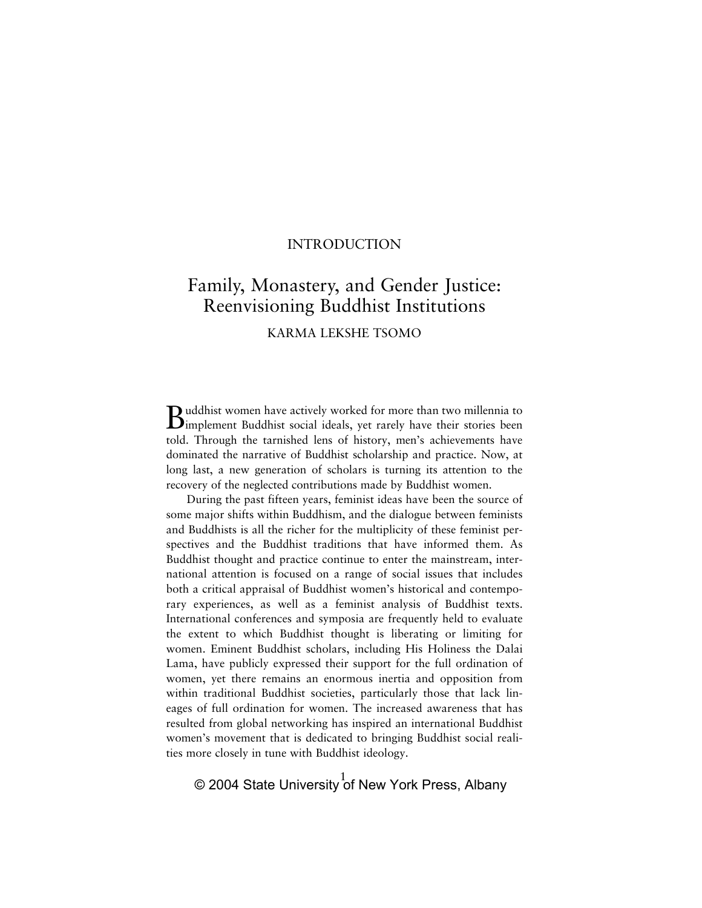INTRODUCTION

# Family, Monastery, and Gender Justice: Reenvisioning Buddhist Institutions

KARMA LEKSHE TSOMO

Buddhist women have actively worked for more than two millennia to implement Buddhist social ideals, yet rarely have their stories been told. Through the tarnished lens of history, men's achievements have dominated the narrative of Buddhist scholarship and practice. Now, at long last, a new generation of scholars is turning its attention to the recovery of the neglected contributions made by Buddhist women.

During the past fifteen years, feminist ideas have been the source of some major shifts within Buddhism, and the dialogue between feminists and Buddhists is all the richer for the multiplicity of these feminist perspectives and the Buddhist traditions that have informed them. As Buddhist thought and practice continue to enter the mainstream, international attention is focused on a range of social issues that includes both a critical appraisal of Buddhist women's historical and contemporary experiences, as well as a feminist analysis of Buddhist texts. International conferences and symposia are frequently held to evaluate the extent to which Buddhist thought is liberating or limiting for women. Eminent Buddhist scholars, including His Holiness the Dalai Lama, have publicly expressed their support for the full ordination of women, yet there remains an enormous inertia and opposition from within traditional Buddhist societies, particularly those that lack lineages of full ordination for women. The increased awareness that has resulted from global networking has inspired an international Buddhist women's movement that is dedicated to bringing Buddhist social realities more closely in tune with Buddhist ideology.

© 2004 State University of New York Press, Albany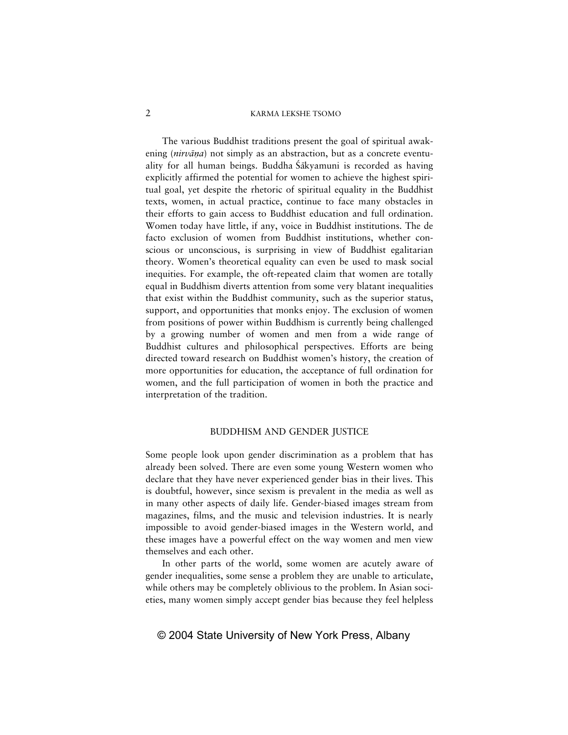The various Buddhist traditions present the goal of spiritual awakening (*nirvāṇa*) not simply as an abstraction, but as a concrete eventuality for all human beings. Buddha Śākyamuni is recorded as having explicitly affirmed the potential for women to achieve the highest spiritual goal, yet despite the rhetoric of spiritual equality in the Buddhist texts, women, in actual practice, continue to face many obstacles in their efforts to gain access to Buddhist education and full ordination. Women today have little, if any, voice in Buddhist institutions. The de facto exclusion of women from Buddhist institutions, whether conscious or unconscious, is surprising in view of Buddhist egalitarian theory. Women's theoretical equality can even be used to mask social inequities. For example, the oft-repeated claim that women are totally equal in Buddhism diverts attention from some very blatant inequalities that exist within the Buddhist community, such as the superior status, support, and opportunities that monks enjoy. The exclusion of women from positions of power within Buddhism is currently being challenged by a growing number of women and men from a wide range of Buddhist cultures and philosophical perspectives. Efforts are being directed toward research on Buddhist women's history, the creation of more opportunities for education, the acceptance of full ordination for women, and the full participation of women in both the practice and interpretation of the tradition.

## BUDDHISM AND GENDER JUSTICE

Some people look upon gender discrimination as a problem that has already been solved. There are even some young Western women who declare that they have never experienced gender bias in their lives. This is doubtful, however, since sexism is prevalent in the media as well as in many other aspects of daily life. Gender-biased images stream from magazines, films, and the music and television industries. It is nearly impossible to avoid gender-biased images in the Western world, and these images have a powerful effect on the way women and men view themselves and each other.

In other parts of the world, some women are acutely aware of gender inequalities, some sense a problem they are unable to articulate, while others may be completely oblivious to the problem. In Asian societies, many women simply accept gender bias because they feel helpless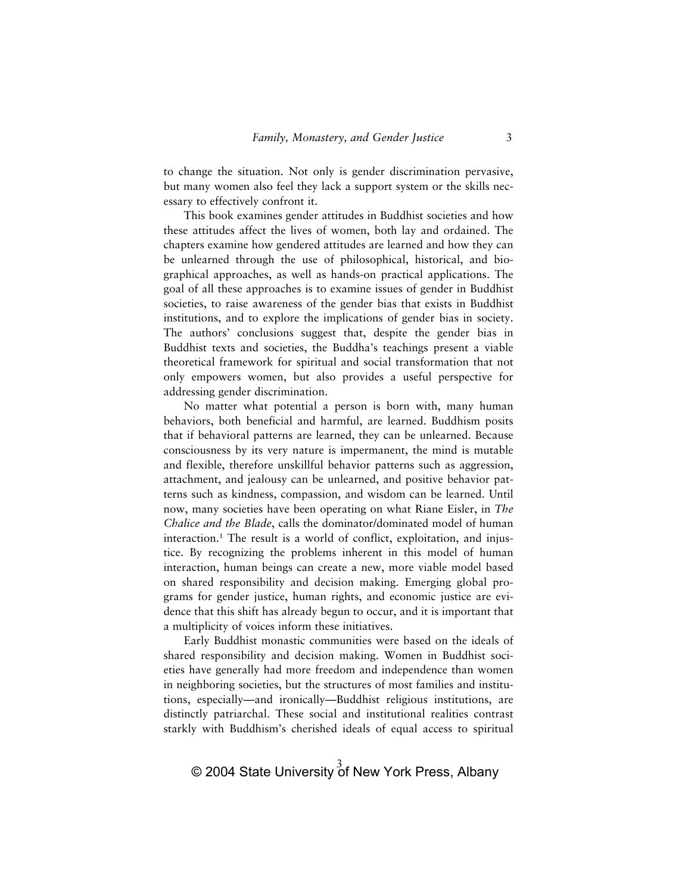to change the situation. Not only is gender discrimination pervasive, but many women also feel they lack a support system or the skills necessary to effectively confront it.

This book examines gender attitudes in Buddhist societies and how these attitudes affect the lives of women, both lay and ordained. The chapters examine how gendered attitudes are learned and how they can be unlearned through the use of philosophical, historical, and biographical approaches, as well as hands-on practical applications. The goal of all these approaches is to examine issues of gender in Buddhist societies, to raise awareness of the gender bias that exists in Buddhist institutions, and to explore the implications of gender bias in society. The authors' conclusions suggest that, despite the gender bias in Buddhist texts and societies, the Buddha's teachings present a viable theoretical framework for spiritual and social transformation that not only empowers women, but also provides a useful perspective for addressing gender discrimination.

No matter what potential a person is born with, many human behaviors, both beneficial and harmful, are learned. Buddhism posits that if behavioral patterns are learned, they can be unlearned. Because consciousness by its very nature is impermanent, the mind is mutable and flexible, therefore unskillful behavior patterns such as aggression, attachment, and jealousy can be unlearned, and positive behavior patterns such as kindness, compassion, and wisdom can be learned. Until now, many societies have been operating on what Riane Eisler, in *The Chalice and the Blade*, calls the dominator/dominated model of human interaction.[1] The result is a world of conflict, exploitation, and injustice. By recognizing the problems inherent in this model of human interaction, human beings can create a new, more viable model based on shared responsibility and decision making. Emerging global programs for gender justice, human rights, and economic justice are evidence that this shift has already begun to occur, and it is important that a multiplicity of voices inform these initiatives.

Early Buddhist monastic communities were based on the ideals of shared responsibility and decision making. Women in Buddhist societies have generally had more freedom and independence than women in neighboring societies, but the structures of most families and institutions, especially—and ironically—Buddhist religious institutions, are distinctly patriarchal. These social and institutional realities contrast starkly with Buddhism's cherished ideals of equal access to spiritual

© 2004 State University of New York Press, Albany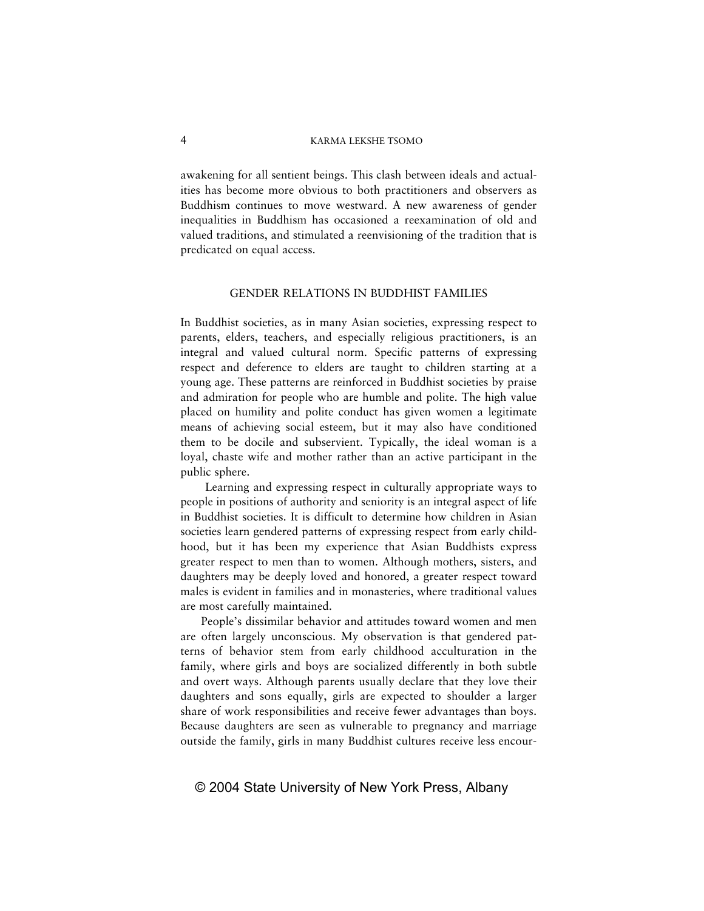awakening for all sentient beings. This clash between ideals and actualities has become more obvious to both practitioners and observers as Buddhism continues to move westward. A new awareness of gender inequalities in Buddhism has occasioned a reexamination of old and valued traditions, and stimulated a reenvisioning of the tradition that is predicated on equal access.

## GENDER RELATIONS IN BUDDHIST FAMILIES

In Buddhist societies, as in many Asian societies, expressing respect to parents, elders, teachers, and especially religious practitioners, is an integral and valued cultural norm. Specific patterns of expressing respect and deference to elders are taught to children starting at a young age. These patterns are reinforced in Buddhist societies by praise and admiration for people who are humble and polite. The high value placed on humility and polite conduct has given women a legitimate means of achieving social esteem, but it may also have conditioned them to be docile and subservient. Typically, the ideal woman is a loyal, chaste wife and mother rather than an active participant in the public sphere.

Learning and expressing respect in culturally appropriate ways to people in positions of authority and seniority is an integral aspect of life in Buddhist societies. It is difficult to determine how children in Asian societies learn gendered patterns of expressing respect from early childhood, but it has been my experience that Asian Buddhists express greater respect to men than to women. Although mothers, sisters, and daughters may be deeply loved and honored, a greater respect toward males is evident in families and in monasteries, where traditional values are most carefully maintained.

People's dissimilar behavior and attitudes toward women and men are often largely unconscious. My observation is that gendered patterns of behavior stem from early childhood acculturation in the family, where girls and boys are socialized differently in both subtle and overt ways. Although parents usually declare that they love their daughters and sons equally, girls are expected to shoulder a larger share of work responsibilities and receive fewer advantages than boys. Because daughters are seen as vulnerable to pregnancy and marriage outside the family, girls in many Buddhist cultures receive less encour-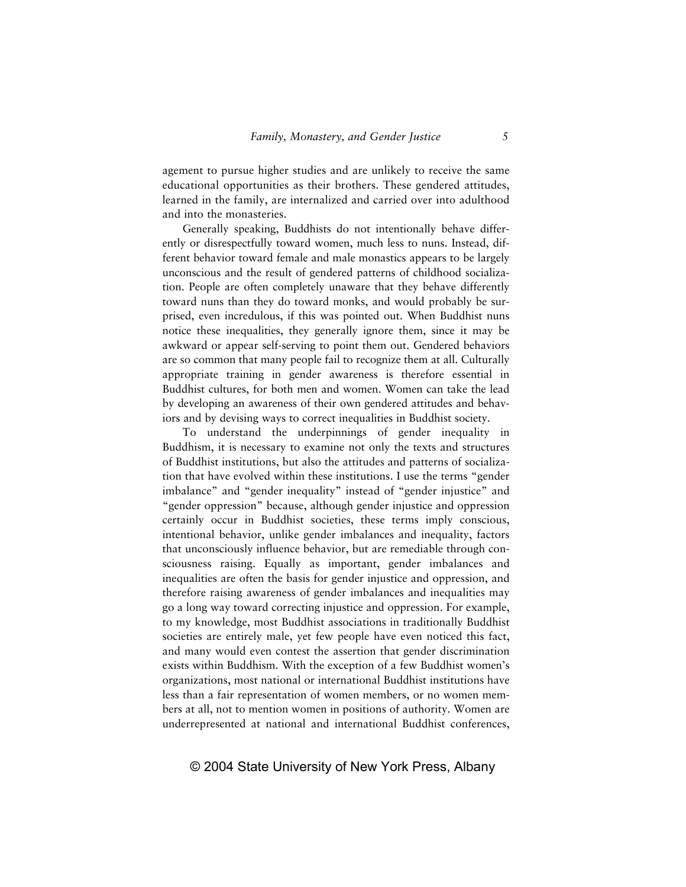agement to pursue higher studies and are unlikely to receive the same educational opportunities as their brothers. These gendered attitudes, learned in the family, are internalized and carried over into adulthood and into the monasteries.

Generally speaking, Buddhists do not intentionally behave differently or disrespectfully toward women, much less to nuns. Instead, different behavior toward female and male monastics appears to be largely unconscious and the result of gendered patterns of childhood socialization. People are often completely unaware that they behave differently toward nuns than they do toward monks, and would probably be surprised, even incredulous, if this was pointed out. When Buddhist nuns notice these inequalities, they generally ignore them, since it may be awkward or appear self-serving to point them out. Gendered behaviors are so common that many people fail to recognize them at all. Culturally appropriate training in gender awareness is therefore essential in Buddhist cultures, for both men and women. Women can take the lead by developing an awareness of their own gendered attitudes and behaviors and by devising ways to correct inequalities in Buddhist society.

To understand the underpinnings of gender inequality in Buddhism, it is necessary to examine not only the texts and structures of Buddhist institutions, but also the attitudes and patterns of socialization that have evolved within these institutions. I use the terms "gender imbalance" and "gender inequality" instead of "gender injustice" and "gender oppression" because, although gender injustice and oppression certainly occur in Buddhist societies, these terms imply conscious, intentional behavior, unlike gender imbalances and inequality, factors that unconsciously influence behavior, but are remediable through consciousness raising. Equally as important, gender imbalances and inequalities are often the basis for gender injustice and oppression, and therefore raising awareness of gender imbalances and inequalities may go a long way toward correcting injustice and oppression. For example, to my knowledge, most Buddhist associations in traditionally Buddhist societies are entirely male, yet few people have even noticed this fact, and many would even contest the assertion that gender discrimination exists within Buddhism. With the exception of a few Buddhist women's organizations, most national or international Buddhist institutions have less than a fair representation of women members, or no women members at all, not to mention women in positions of authority. Women are underrepresented at national and international Buddhist conferences,

© 2004 State University of New York Press, Albany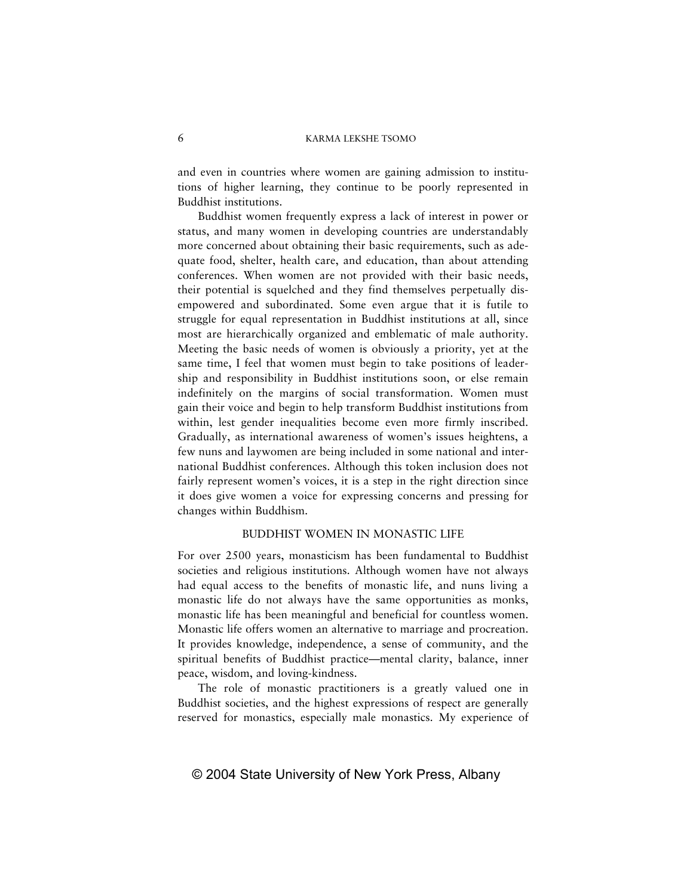and even in countries where women are gaining admission to institutions of higher learning, they continue to be poorly represented in Buddhist institutions.

Buddhist women frequently express a lack of interest in power or status, and many women in developing countries are understandably more concerned about obtaining their basic requirements, such as adequate food, shelter, health care, and education, than about attending conferences. When women are not provided with their basic needs, their potential is squelched and they find themselves perpetually disempowered and subordinated. Some even argue that it is futile to struggle for equal representation in Buddhist institutions at all, since most are hierarchically organized and emblematic of male authority. Meeting the basic needs of women is obviously a priority, yet at the same time, I feel that women must begin to take positions of leadership and responsibility in Buddhist institutions soon, or else remain indefinitely on the margins of social transformation. Women must gain their voice and begin to help transform Buddhist institutions from within, lest gender inequalities become even more firmly inscribed. Gradually, as international awareness of women's issues heightens, a few nuns and laywomen are being included in some national and international Buddhist conferences. Although this token inclusion does not fairly represent women's voices, it is a step in the right direction since it does give women a voice for expressing concerns and pressing for changes within Buddhism.

## BUDDHIST WOMEN IN MONASTIC LIFE

For over 2500 years, monasticism has been fundamental to Buddhist societies and religious institutions. Although women have not always had equal access to the benefits of monastic life, and nuns living a monastic life do not always have the same opportunities as monks, monastic life has been meaningful and beneficial for countless women. Monastic life offers women an alternative to marriage and procreation. It provides knowledge, independence, a sense of community, and the spiritual benefits of Buddhist practice—mental clarity, balance, inner peace, wisdom, and loving-kindness.

The role of monastic practitioners is a greatly valued one in Buddhist societies, and the highest expressions of respect are generally reserved for monastics, especially male monastics. My experience of

© 2004 State University of New York Press, Albany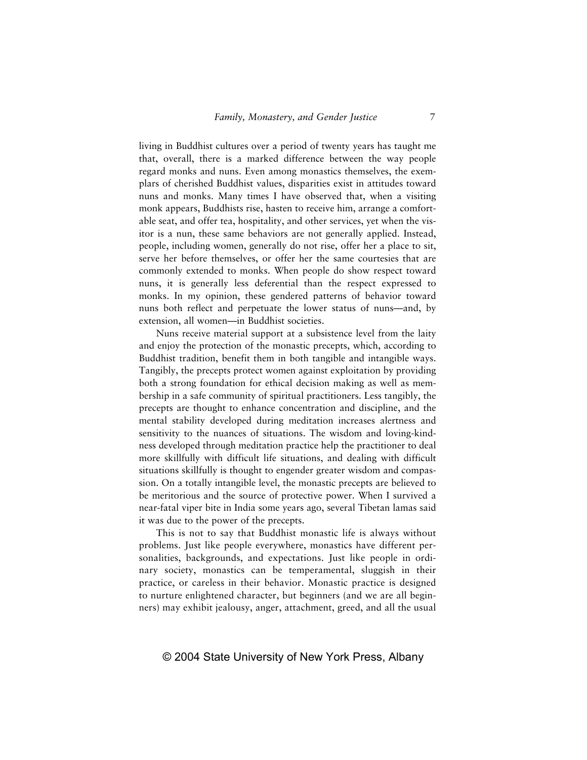living in Buddhist cultures over a period of twenty years has taught me that, overall, there is a marked difference between the way people regard monks and nuns. Even among monastics themselves, the exemplars of cherished Buddhist values, disparities exist in attitudes toward nuns and monks. Many times I have observed that, when a visiting monk appears, Buddhists rise, hasten to receive him, arrange a comfortable seat, and offer tea, hospitality, and other services, yet when the visitor is a nun, these same behaviors are not generally applied. Instead, people, including women, generally do not rise, offer her a place to sit, serve her before themselves, or offer her the same courtesies that are commonly extended to monks. When people do show respect toward nuns, it is generally less deferential than the respect expressed to monks. In my opinion, these gendered patterns of behavior toward nuns both reflect and perpetuate the lower status of nuns—and, by extension, all women—in Buddhist societies.

Nuns receive material support at a subsistence level from the laity and enjoy the protection of the monastic precepts, which, according to Buddhist tradition, benefit them in both tangible and intangible ways. Tangibly, the precepts protect women against exploitation by providing both a strong foundation for ethical decision making as well as membership in a safe community of spiritual practitioners. Less tangibly, the precepts are thought to enhance concentration and discipline, and the mental stability developed during meditation increases alertness and sensitivity to the nuances of situations. The wisdom and loving-kindness developed through meditation practice help the practitioner to deal more skillfully with difficult life situations, and dealing with difficult situations skillfully is thought to engender greater wisdom and compassion. On a totally intangible level, the monastic precepts are believed to be meritorious and the source of protective power. When I survived a near-fatal viper bite in India some years ago, several Tibetan lamas said it was due to the power of the precepts.

This is not to say that Buddhist monastic life is always without problems. Just like people everywhere, monastics have different personalities, backgrounds, and expectations. Just like people in ordinary society, monastics can be temperamental, sluggish in their practice, or careless in their behavior. Monastic practice is designed to nurture enlightened character, but beginners (and we are all beginners) may exhibit jealousy, anger, attachment, greed, and all the usual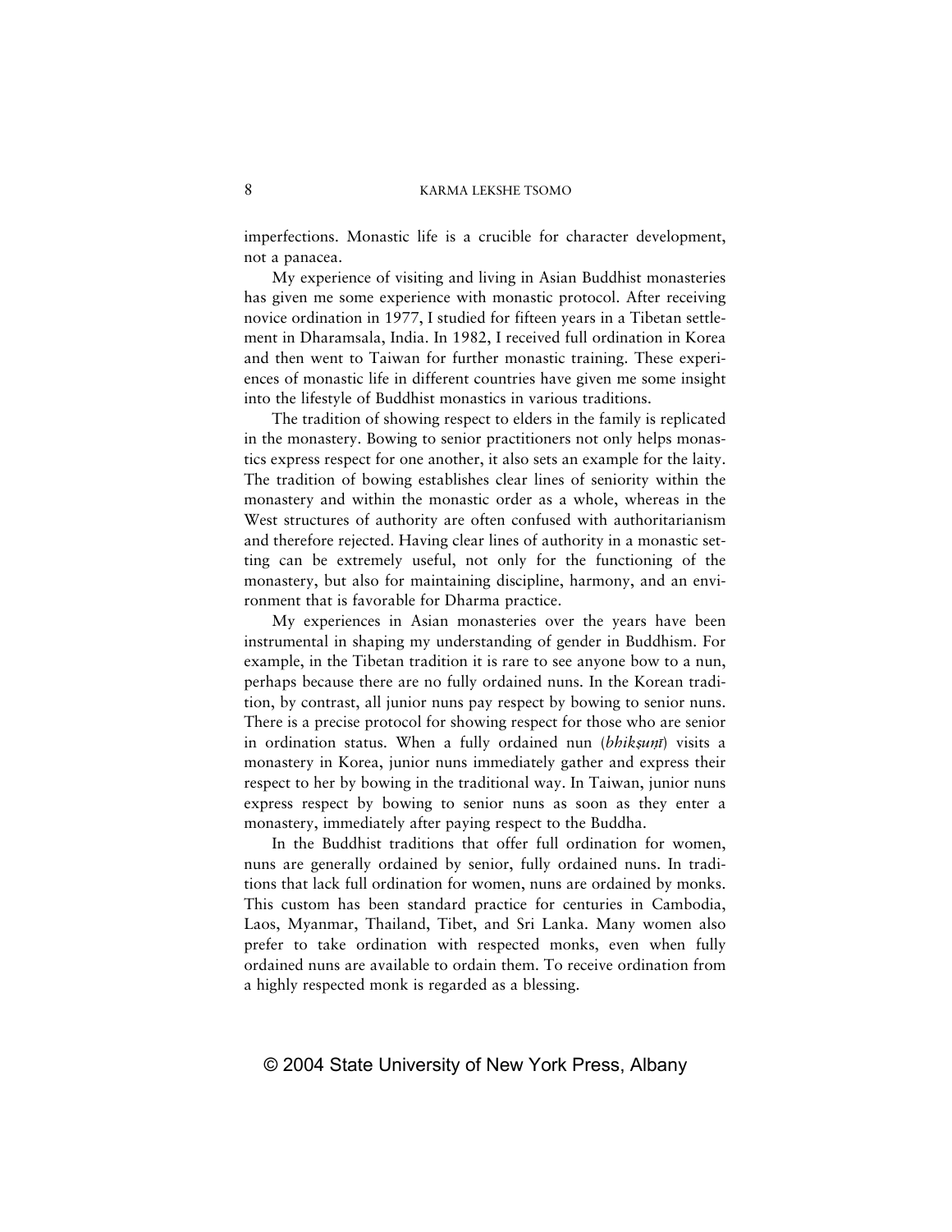imperfections. Monastic life is a crucible for character development, not a panacea.

My experience of visiting and living in Asian Buddhist monasteries has given me some experience with monastic protocol. After receiving novice ordination in 1977, I studied for fifteen years in a Tibetan settlement in Dharamsala, India. In 1982, I received full ordination in Korea and then went to Taiwan for further monastic training. These experiences of monastic life in different countries have given me some insight into the lifestyle of Buddhist monastics in various traditions.

The tradition of showing respect to elders in the family is replicated in the monastery. Bowing to senior practitioners not only helps monastics express respect for one another, it also sets an example for the laity. The tradition of bowing establishes clear lines of seniority within the monastery and within the monastic order as a whole, whereas in the West structures of authority are often confused with authoritarianism and therefore rejected. Having clear lines of authority in a monastic setting can be extremely useful, not only for the functioning of the monastery, but also for maintaining discipline, harmony, and an environment that is favorable for Dharma practice.

My experiences in Asian monasteries over the years have been instrumental in shaping my understanding of gender in Buddhism. For example, in the Tibetan tradition it is rare to see anyone bow to a nun, perhaps because there are no fully ordained nuns. In the Korean tradition, by contrast, all junior nuns pay respect by bowing to senior nuns. There is a precise protocol for showing respect for those who are senior in ordination status. When a fully ordained nun (*bhikṣuṇī*) visits a monastery in Korea, junior nuns immediately gather and express their respect to her by bowing in the traditional way. In Taiwan, junior nuns express respect by bowing to senior nuns as soon as they enter a monastery, immediately after paying respect to the Buddha.

In the Buddhist traditions that offer full ordination for women, nuns are generally ordained by senior, fully ordained nuns. In traditions that lack full ordination for women, nuns are ordained by monks. This custom has been standard practice for centuries in Cambodia, Laos, Myanmar, Thailand, Tibet, and Sri Lanka. Many women also prefer to take ordination with respected monks, even when fully ordained nuns are available to ordain them. To receive ordination from a highly respected monk is regarded as a blessing.

© 2004 State University of New York Press, Albany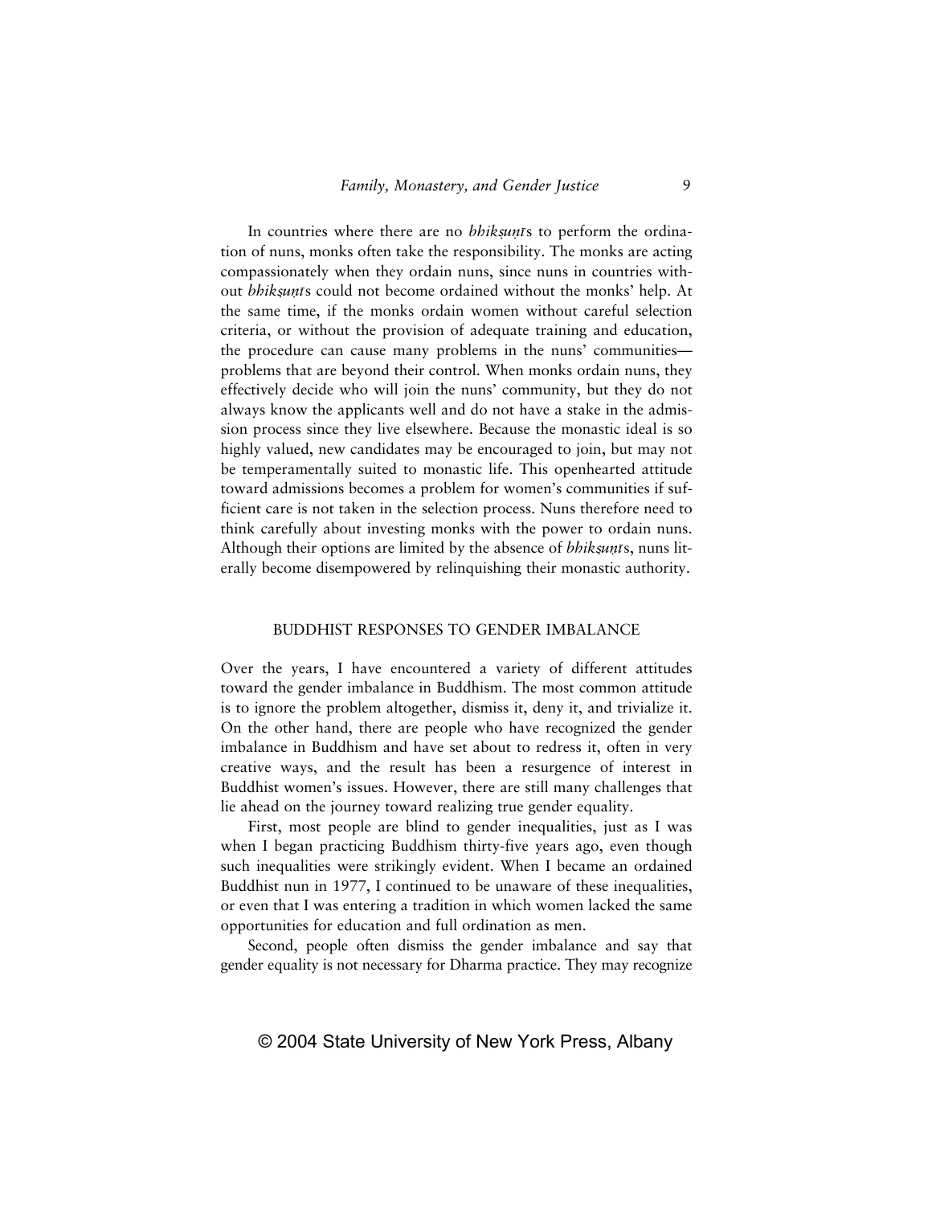In countries where there are no *bhikṣuṇī*s to perform the ordination of nuns, monks often take the responsibility. The monks are acting compassionately when they ordain nuns, since nuns in countries without *bhikṣuṇī*s could not become ordained without the monks' help. At the same time, if the monks ordain women without careful selection criteria, or without the provision of adequate training and education, the procedure can cause many problems in the nuns' communities—problems that are beyond their control. When monks ordain nuns, they effectively decide who will join the nuns' community, but they do not always know the applicants well and do not have a stake in the admission process since they live elsewhere. Because the monastic ideal is so highly valued, new candidates may be encouraged to join, but may not be temperamentally suited to monastic life. This openhearted attitude toward admissions becomes a problem for women's communities if sufficient care is not taken in the selection process. Nuns therefore need to think carefully about investing monks with the power to ordain nuns. Although their options are limited by the absence of *bhikṣuṇī*s, nuns literally become disempowered by relinquishing their monastic authority.

## BUDDHIST RESPONSES TO GENDER IMBALANCE

Over the years, I have encountered a variety of different attitudes toward the gender imbalance in Buddhism. The most common attitude is to ignore the problem altogether, dismiss it, deny it, and trivialize it. On the other hand, there are people who have recognized the gender imbalance in Buddhism and have set about to redress it, often in very creative ways, and the result has been a resurgence of interest in Buddhist women's issues. However, there are still many challenges that lie ahead on the journey toward realizing true gender equality.

First, most people are blind to gender inequalities, just as I was when I began practicing Buddhism thirty-five years ago, even though such inequalities were strikingly evident. When I became an ordained Buddhist nun in 1977, I continued to be unaware of these inequalities, or even that I was entering a tradition in which women lacked the same opportunities for education and full ordination as men.

Second, people often dismiss the gender imbalance and say that gender equality is not necessary for Dharma practice. They may recognize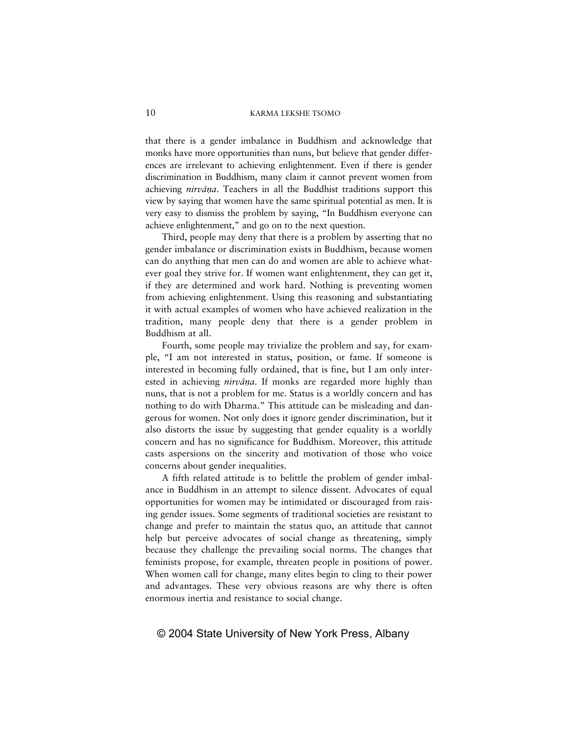that there is a gender imbalance in Buddhism and acknowledge that monks have more opportunities than nuns, but believe that gender differences are irrelevant to achieving enlightenment. Even if there is gender discrimination in Buddhism, many claim it cannot prevent women from achieving *nirvāṇa*. Teachers in all the Buddhist traditions support this view by saying that women have the same spiritual potential as men. It is very easy to dismiss the problem by saying, "In Buddhism everyone can achieve enlightenment," and go on to the next question.

Third, people may deny that there is a problem by asserting that no gender imbalance or discrimination exists in Buddhism, because women can do anything that men can do and women are able to achieve whatever goal they strive for. If women want enlightenment, they can get it, if they are determined and work hard. Nothing is preventing women from achieving enlightenment. Using this reasoning and substantiating it with actual examples of women who have achieved realization in the tradition, many people deny that there is a gender problem in Buddhism at all.

Fourth, some people may trivialize the problem and say, for example, "I am not interested in status, position, or fame. If someone is interested in becoming fully ordained, that is fine, but I am only interested in achieving *nirvāṇa*. If monks are regarded more highly than nuns, that is not a problem for me. Status is a worldly concern and has nothing to do with Dharma." This attitude can be misleading and dangerous for women. Not only does it ignore gender discrimination, but it also distorts the issue by suggesting that gender equality is a worldly concern and has no significance for Buddhism. Moreover, this attitude casts aspersions on the sincerity and motivation of those who voice concerns about gender inequalities.

A fifth related attitude is to belittle the problem of gender imbalance in Buddhism in an attempt to silence dissent. Advocates of equal opportunities for women may be intimidated or discouraged from raising gender issues. Some segments of traditional societies are resistant to change and prefer to maintain the status quo, an attitude that cannot help but perceive advocates of social change as threatening, simply because they challenge the prevailing social norms. The changes that feminists propose, for example, threaten people in positions of power. When women call for change, many elites begin to cling to their power and advantages. These very obvious reasons are why there is often enormous inertia and resistance to social change.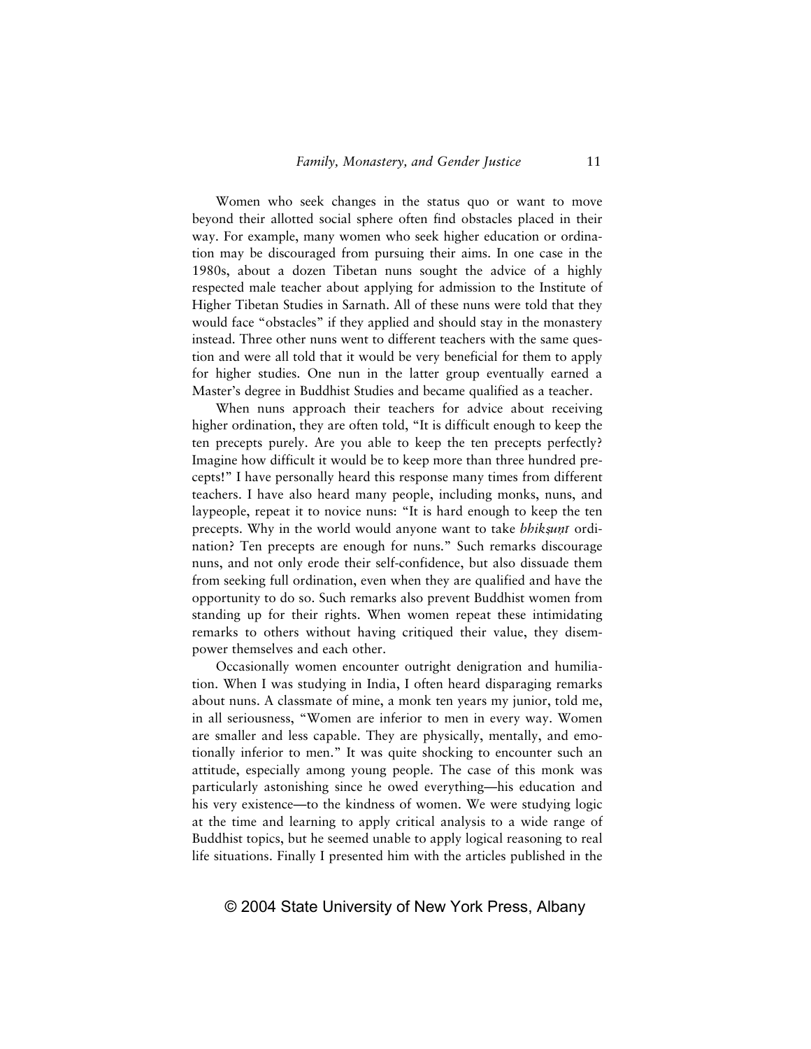Women who seek changes in the status quo or want to move beyond their allotted social sphere often find obstacles placed in their way. For example, many women who seek higher education or ordination may be discouraged from pursuing their aims. In one case in the 1980s, about a dozen Tibetan nuns sought the advice of a highly respected male teacher about applying for admission to the Institute of Higher Tibetan Studies in Sarnath. All of these nuns were told that they would face "obstacles" if they applied and should stay in the monastery instead. Three other nuns went to different teachers with the same question and were all told that it would be very beneficial for them to apply for higher studies. One nun in the latter group eventually earned a Master's degree in Buddhist Studies and became qualified as a teacher.

When nuns approach their teachers for advice about receiving higher ordination, they are often told, "It is difficult enough to keep the ten precepts purely. Are you able to keep the ten precepts perfectly? Imagine how difficult it would be to keep more than three hundred precepts!" I have personally heard this response many times from different teachers. I have also heard many people, including monks, nuns, and laypeople, repeat it to novice nuns: "It is hard enough to keep the ten precepts. Why in the world would anyone want to take *bhikṣuṇī* ordination? Ten precepts are enough for nuns." Such remarks discourage nuns, and not only erode their self-confidence, but also dissuade them from seeking full ordination, even when they are qualified and have the opportunity to do so. Such remarks also prevent Buddhist women from standing up for their rights. When women repeat these intimidating remarks to others without having critiqued their value, they disempower themselves and each other.

Occasionally women encounter outright denigration and humiliation. When I was studying in India, I often heard disparaging remarks about nuns. A classmate of mine, a monk ten years my junior, told me, in all seriousness, "Women are inferior to men in every way. Women are smaller and less capable. They are physically, mentally, and emotionally inferior to men." It was quite shocking to encounter such an attitude, especially among young people. The case of this monk was particularly astonishing since he owed everything—his education and his very existence—to the kindness of women. We were studying logic at the time and learning to apply critical analysis to a wide range of Buddhist topics, but he seemed unable to apply logical reasoning to real life situations. Finally I presented him with the articles published in the

© 2004 State University of New York Press, Albany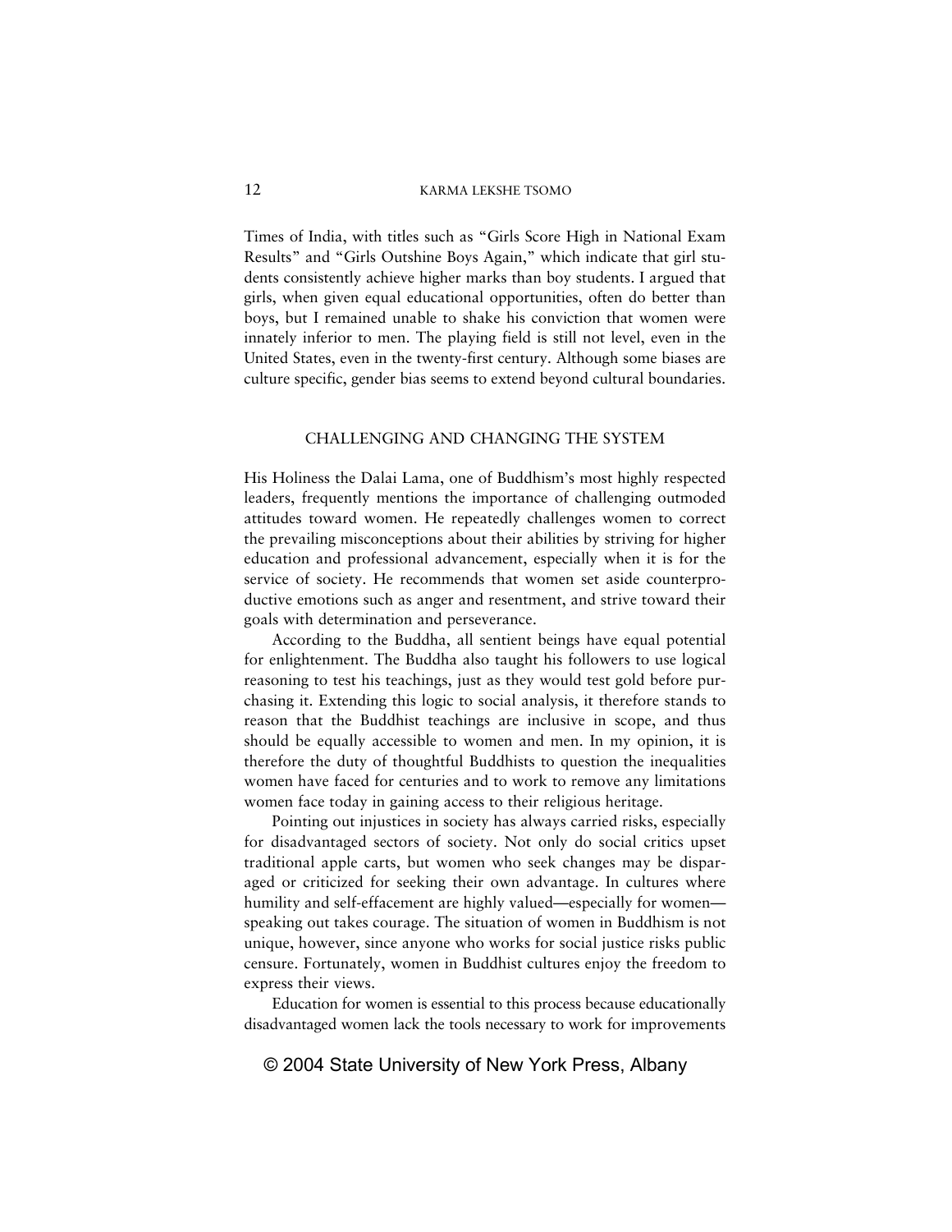Times of India, with titles such as "Girls Score High in National Exam Results" and "Girls Outshine Boys Again," which indicate that girl students consistently achieve higher marks than boy students. I argued that girls, when given equal educational opportunities, often do better than boys, but I remained unable to shake his conviction that women were innately inferior to men. The playing field is still not level, even in the United States, even in the twenty-first century. Although some biases are culture specific, gender bias seems to extend beyond cultural boundaries.

## CHALLENGING AND CHANGING THE SYSTEM

His Holiness the Dalai Lama, one of Buddhism's most highly respected leaders, frequently mentions the importance of challenging outmoded attitudes toward women. He repeatedly challenges women to correct the prevailing misconceptions about their abilities by striving for higher education and professional advancement, especially when it is for the service of society. He recommends that women set aside counterproductive emotions such as anger and resentment, and strive toward their goals with determination and perseverance.

According to the Buddha, all sentient beings have equal potential for enlightenment. The Buddha also taught his followers to use logical reasoning to test his teachings, just as they would test gold before purchasing it. Extending this logic to social analysis, it therefore stands to reason that the Buddhist teachings are inclusive in scope, and thus should be equally accessible to women and men. In my opinion, it is therefore the duty of thoughtful Buddhists to question the inequalities women have faced for centuries and to work to remove any limitations women face today in gaining access to their religious heritage.

Pointing out injustices in society has always carried risks, especially for disadvantaged sectors of society. Not only do social critics upset traditional apple carts, but women who seek changes may be disparaged or criticized for seeking their own advantage. In cultures where humility and self-effacement are highly valued—especially for women—speaking out takes courage. The situation of women in Buddhism is not unique, however, since anyone who works for social justice risks public censure. Fortunately, women in Buddhist cultures enjoy the freedom to express their views.

Education for women is essential to this process because educationally disadvantaged women lack the tools necessary to work for improvements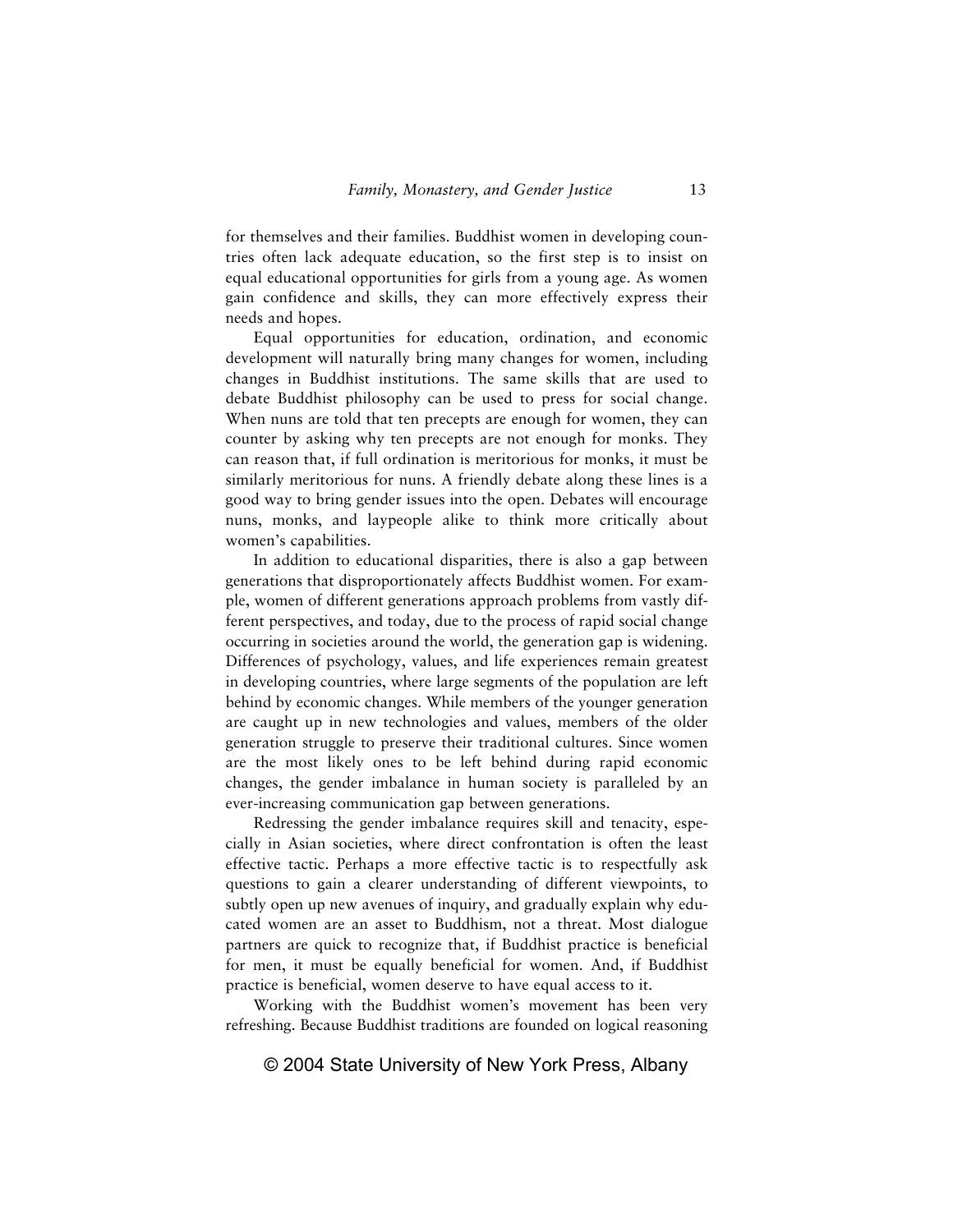for themselves and their families. Buddhist women in developing countries often lack adequate education, so the first step is to insist on equal educational opportunities for girls from a young age. As women gain confidence and skills, they can more effectively express their needs and hopes.

Equal opportunities for education, ordination, and economic development will naturally bring many changes for women, including changes in Buddhist institutions. The same skills that are used to debate Buddhist philosophy can be used to press for social change. When nuns are told that ten precepts are enough for women, they can counter by asking why ten precepts are not enough for monks. They can reason that, if full ordination is meritorious for monks, it must be similarly meritorious for nuns. A friendly debate along these lines is a good way to bring gender issues into the open. Debates will encourage nuns, monks, and laypeople alike to think more critically about women's capabilities.

In addition to educational disparities, there is also a gap between generations that disproportionately affects Buddhist women. For example, women of different generations approach problems from vastly different perspectives, and today, due to the process of rapid social change occurring in societies around the world, the generation gap is widening. Differences of psychology, values, and life experiences remain greatest in developing countries, where large segments of the population are left behind by economic changes. While members of the younger generation are caught up in new technologies and values, members of the older generation struggle to preserve their traditional cultures. Since women are the most likely ones to be left behind during rapid economic changes, the gender imbalance in human society is paralleled by an ever-increasing communication gap between generations.

Redressing the gender imbalance requires skill and tenacity, especially in Asian societies, where direct confrontation is often the least effective tactic. Perhaps a more effective tactic is to respectfully ask questions to gain a clearer understanding of different viewpoints, to subtly open up new avenues of inquiry, and gradually explain why educated women are an asset to Buddhism, not a threat. Most dialogue partners are quick to recognize that, if Buddhist practice is beneficial for men, it must be equally beneficial for women. And, if Buddhist practice is beneficial, women deserve to have equal access to it.

Working with the Buddhist women's movement has been very refreshing. Because Buddhist traditions are founded on logical reasoning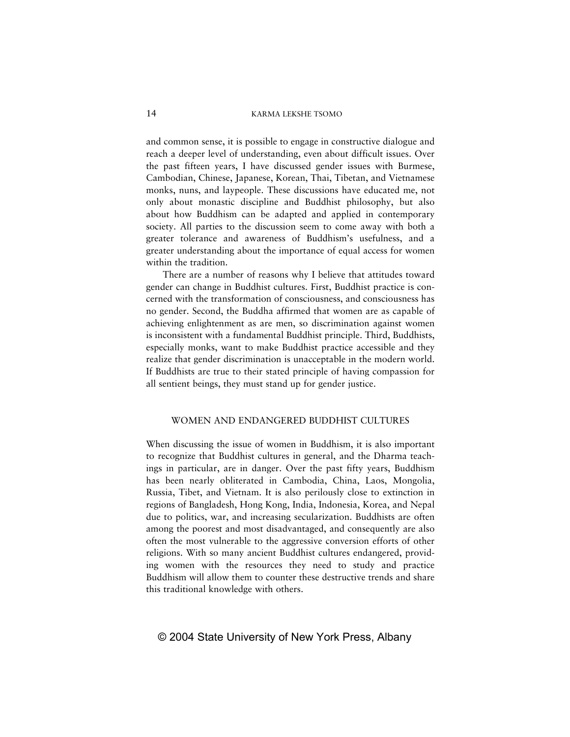and common sense, it is possible to engage in constructive dialogue and reach a deeper level of understanding, even about difficult issues. Over the past fifteen years, I have discussed gender issues with Burmese, Cambodian, Chinese, Japanese, Korean, Thai, Tibetan, and Vietnamese monks, nuns, and laypeople. These discussions have educated me, not only about monastic discipline and Buddhist philosophy, but also about how Buddhism can be adapted and applied in contemporary society. All parties to the discussion seem to come away with both a greater tolerance and awareness of Buddhism's usefulness, and a greater understanding about the importance of equal access for women within the tradition.

There are a number of reasons why I believe that attitudes toward gender can change in Buddhist cultures. First, Buddhist practice is concerned with the transformation of consciousness, and consciousness has no gender. Second, the Buddha affirmed that women are as capable of achieving enlightenment as are men, so discrimination against women is inconsistent with a fundamental Buddhist principle. Third, Buddhists, especially monks, want to make Buddhist practice accessible and they realize that gender discrimination is unacceptable in the modern world. If Buddhists are true to their stated principle of having compassion for all sentient beings, they must stand up for gender justice.

## WOMEN AND ENDANGERED BUDDHIST CULTURES

When discussing the issue of women in Buddhism, it is also important to recognize that Buddhist cultures in general, and the Dharma teachings in particular, are in danger. Over the past fifty years, Buddhism has been nearly obliterated in Cambodia, China, Laos, Mongolia, Russia, Tibet, and Vietnam. It is also perilously close to extinction in regions of Bangladesh, Hong Kong, India, Indonesia, Korea, and Nepal due to politics, war, and increasing secularization. Buddhists are often among the poorest and most disadvantaged, and consequently are also often the most vulnerable to the aggressive conversion efforts of other religions. With so many ancient Buddhist cultures endangered, providing women with the resources they need to study and practice Buddhism will allow them to counter these destructive trends and share this traditional knowledge with others.

© 2004 State University of New York Press, Albany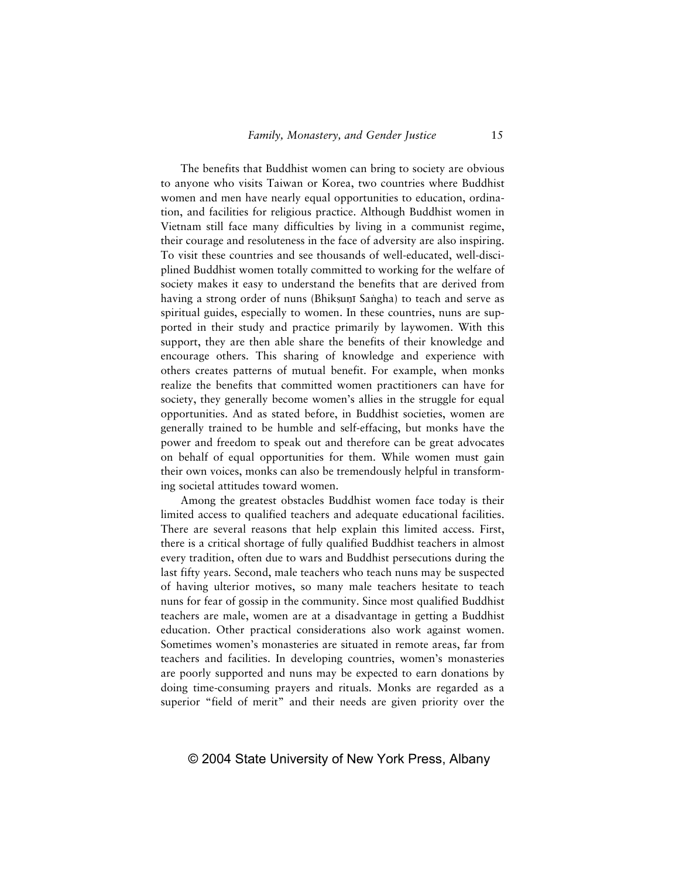The benefits that Buddhist women can bring to society are obvious to anyone who visits Taiwan or Korea, two countries where Buddhist women and men have nearly equal opportunities to education, ordination, and facilities for religious practice. Although Buddhist women in Vietnam still face many difficulties by living in a communist regime, their courage and resoluteness in the face of adversity are also inspiring. To visit these countries and see thousands of well-educated, well-disciplined Buddhist women totally committed to working for the welfare of society makes it easy to understand the benefits that are derived from having a strong order of nuns (Bhikṣuṇī Saṅgha) to teach and serve as spiritual guides, especially to women. In these countries, nuns are supported in their study and practice primarily by laywomen. With this support, they are then able share the benefits of their knowledge and encourage others. This sharing of knowledge and experience with others creates patterns of mutual benefit. For example, when monks realize the benefits that committed women practitioners can have for society, they generally become women's allies in the struggle for equal opportunities. And as stated before, in Buddhist societies, women are generally trained to be humble and self-effacing, but monks have the power and freedom to speak out and therefore can be great advocates on behalf of equal opportunities for them. While women must gain their own voices, monks can also be tremendously helpful in transforming societal attitudes toward women.

Among the greatest obstacles Buddhist women face today is their limited access to qualified teachers and adequate educational facilities. There are several reasons that help explain this limited access. First, there is a critical shortage of fully qualified Buddhist teachers in almost every tradition, often due to wars and Buddhist persecutions during the last fifty years. Second, male teachers who teach nuns may be suspected of having ulterior motives, so many male teachers hesitate to teach nuns for fear of gossip in the community. Since most qualified Buddhist teachers are male, women are at a disadvantage in getting a Buddhist education. Other practical considerations also work against women. Sometimes women's monasteries are situated in remote areas, far from teachers and facilities. In developing countries, women's monasteries are poorly supported and nuns may be expected to earn donations by doing time-consuming prayers and rituals. Monks are regarded as a superior "field of merit" and their needs are given priority over the

© 2004 State University of New York Press, Albany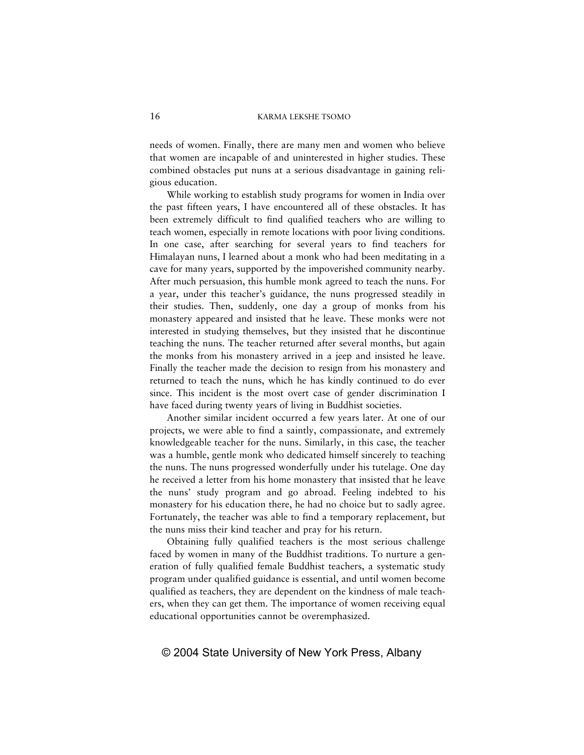needs of women. Finally, there are many men and women who believe that women are incapable of and uninterested in higher studies. These combined obstacles put nuns at a serious disadvantage in gaining religious education.

While working to establish study programs for women in India over the past fifteen years, I have encountered all of these obstacles. It has been extremely difficult to find qualified teachers who are willing to teach women, especially in remote locations with poor living conditions. In one case, after searching for several years to find teachers for Himalayan nuns, I learned about a monk who had been meditating in a cave for many years, supported by the impoverished community nearby. After much persuasion, this humble monk agreed to teach the nuns. For a year, under this teacher's guidance, the nuns progressed steadily in their studies. Then, suddenly, one day a group of monks from his monastery appeared and insisted that he leave. These monks were not interested in studying themselves, but they insisted that he discontinue teaching the nuns. The teacher returned after several months, but again the monks from his monastery arrived in a jeep and insisted he leave. Finally the teacher made the decision to resign from his monastery and returned to teach the nuns, which he has kindly continued to do ever since. This incident is the most overt case of gender discrimination I have faced during twenty years of living in Buddhist societies.

Another similar incident occurred a few years later. At one of our projects, we were able to find a saintly, compassionate, and extremely knowledgeable teacher for the nuns. Similarly, in this case, the teacher was a humble, gentle monk who dedicated himself sincerely to teaching the nuns. The nuns progressed wonderfully under his tutelage. One day he received a letter from his home monastery that insisted that he leave the nuns' study program and go abroad. Feeling indebted to his monastery for his education there, he had no choice but to sadly agree. Fortunately, the teacher was able to find a temporary replacement, but the nuns miss their kind teacher and pray for his return.

Obtaining fully qualified teachers is the most serious challenge faced by women in many of the Buddhist traditions. To nurture a generation of fully qualified female Buddhist teachers, a systematic study program under qualified guidance is essential, and until women become qualified as teachers, they are dependent on the kindness of male teachers, when they can get them. The importance of women receiving equal educational opportunities cannot be overemphasized.

© 2004 State University of New York Press, Albany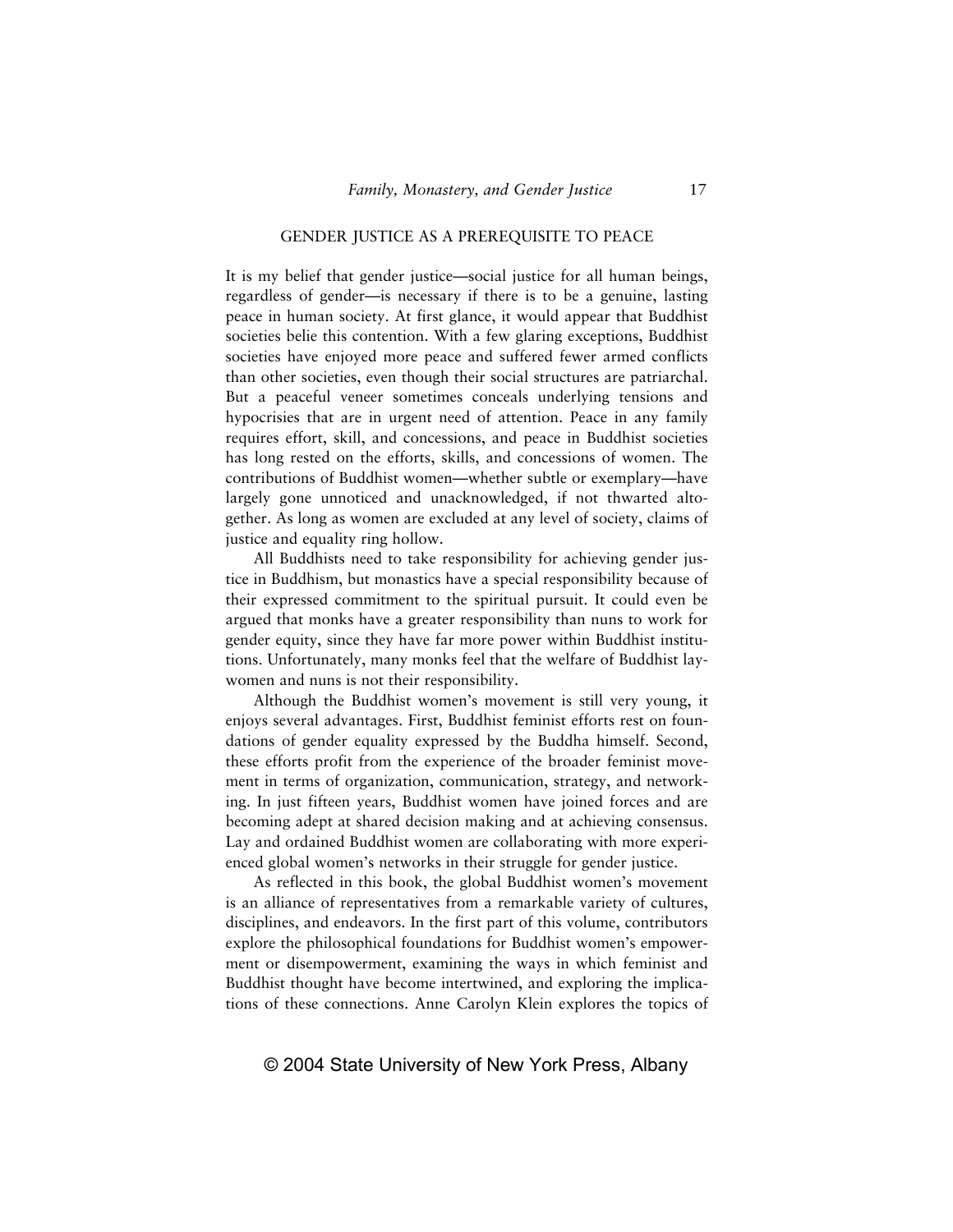## GENDER JUSTICE AS A PREREQUISITE TO PEACE

It is my belief that gender justice—social justice for all human beings, regardless of gender—is necessary if there is to be a genuine, lasting peace in human society. At first glance, it would appear that Buddhist societies belie this contention. With a few glaring exceptions, Buddhist societies have enjoyed more peace and suffered fewer armed conflicts than other societies, even though their social structures are patriarchal. But a peaceful veneer sometimes conceals underlying tensions and hypocrisies that are in urgent need of attention. Peace in any family requires effort, skill, and concessions, and peace in Buddhist societies has long rested on the efforts, skills, and concessions of women. The contributions of Buddhist women—whether subtle or exemplary—have largely gone unnoticed and unacknowledged, if not thwarted altogether. As long as women are excluded at any level of society, claims of justice and equality ring hollow.

All Buddhists need to take responsibility for achieving gender justice in Buddhism, but monastics have a special responsibility because of their expressed commitment to the spiritual pursuit. It could even be argued that monks have a greater responsibility than nuns to work for gender equity, since they have far more power within Buddhist institutions. Unfortunately, many monks feel that the welfare of Buddhist laywomen and nuns is not their responsibility.

Although the Buddhist women's movement is still very young, it enjoys several advantages. First, Buddhist feminist efforts rest on foundations of gender equality expressed by the Buddha himself. Second, these efforts profit from the experience of the broader feminist movement in terms of organization, communication, strategy, and networking. In just fifteen years, Buddhist women have joined forces and are becoming adept at shared decision making and at achieving consensus. Lay and ordained Buddhist women are collaborating with more experienced global women's networks in their struggle for gender justice.

As reflected in this book, the global Buddhist women's movement is an alliance of representatives from a remarkable variety of cultures, disciplines, and endeavors. In the first part of this volume, contributors explore the philosophical foundations for Buddhist women's empowerment or disempowerment, examining the ways in which feminist and Buddhist thought have become intertwined, and exploring the implications of these connections. Anne Carolyn Klein explores the topics of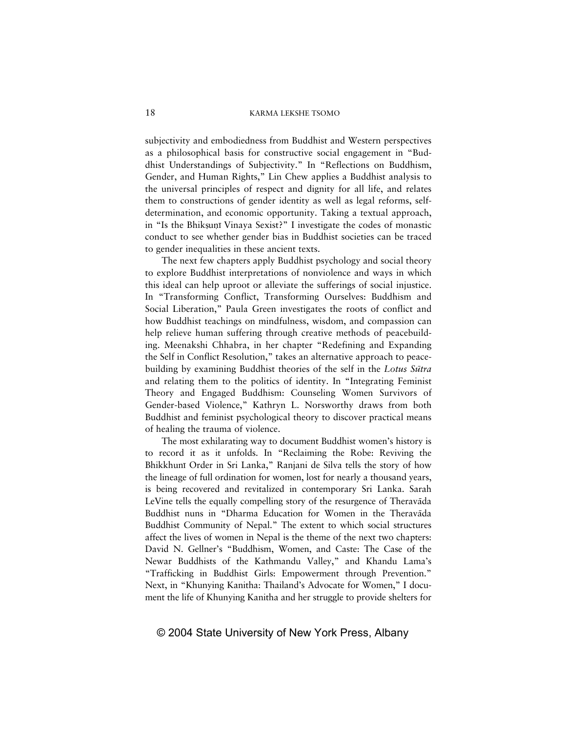subjectivity and embodiedness from Buddhist and Western perspectives as a philosophical basis for constructive social engagement in "Buddhist Understandings of Subjectivity." In "Reflections on Buddhism, Gender, and Human Rights," Lin Chew applies a Buddhist analysis to the universal principles of respect and dignity for all life, and relates them to constructions of gender identity as well as legal reforms, self-determination, and economic opportunity. Taking a textual approach, in "Is the Bhikṣuṇī Vinaya Sexist?" I investigate the codes of monastic conduct to see whether gender bias in Buddhist societies can be traced to gender inequalities in these ancient texts.

The next few chapters apply Buddhist psychology and social theory to explore Buddhist interpretations of nonviolence and ways in which this ideal can help uproot or alleviate the sufferings of social injustice. In "Transforming Conflict, Transforming Ourselves: Buddhism and Social Liberation," Paula Green investigates the roots of conflict and how Buddhist teachings on mindfulness, wisdom, and compassion can help relieve human suffering through creative methods of peacebuilding. Meenakshi Chhabra, in her chapter "Redefining and Expanding the Self in Conflict Resolution," takes an alternative approach to peacebuilding by examining Buddhist theories of the self in the *Lotus Sūtra* and relating them to the politics of identity. In "Integrating Feminist Theory and Engaged Buddhism: Counseling Women Survivors of Gender-based Violence," Kathryn L. Norsworthy draws from both Buddhist and feminist psychological theory to discover practical means of healing the trauma of violence.

The most exhilarating way to document Buddhist women's history is to record it as it unfolds. In "Reclaiming the Robe: Reviving the Bhikkhunī Order in Sri Lanka," Ranjani de Silva tells the story of how the lineage of full ordination for women, lost for nearly a thousand years, is being recovered and revitalized in contemporary Sri Lanka. Sarah LeVine tells the equally compelling story of the resurgence of Theravāda Buddhist nuns in "Dharma Education for Women in the Theravāda Buddhist Community of Nepal." The extent to which social structures affect the lives of women in Nepal is the theme of the next two chapters: David N. Gellner's "Buddhism, Women, and Caste: The Case of the Newar Buddhists of the Kathmandu Valley," and Khandu Lama's "Trafficking in Buddhist Girls: Empowerment through Prevention." Next, in "Khunying Kanitha: Thailand's Advocate for Women," I document the life of Khunying Kanitha and her struggle to provide shelters for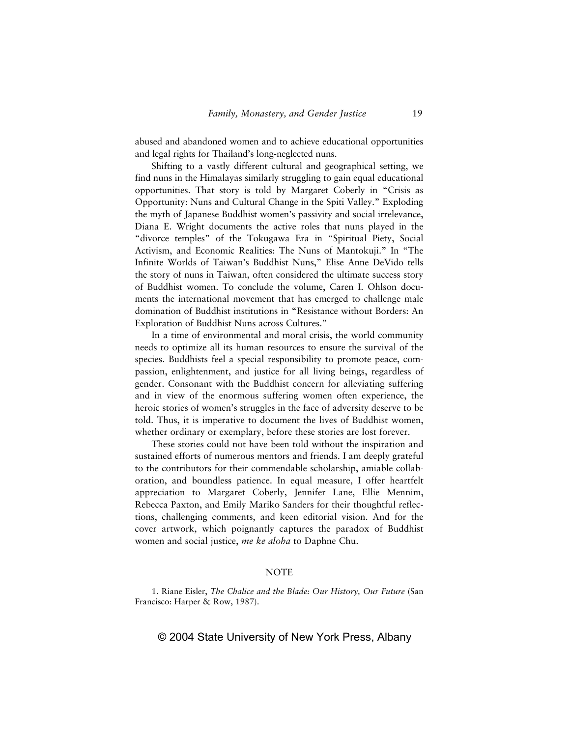abused and abandoned women and to achieve educational opportunities and legal rights for Thailand's long-neglected nuns.

Shifting to a vastly different cultural and geographical setting, we find nuns in the Himalayas similarly struggling to gain equal educational opportunities. That story is told by Margaret Coberly in "Crisis as Opportunity: Nuns and Cultural Change in the Spiti Valley." Exploding the myth of Japanese Buddhist women's passivity and social irrelevance, Diana E. Wright documents the active roles that nuns played in the "divorce temples" of the Tokugawa Era in "Spiritual Piety, Social Activism, and Economic Realities: The Nuns of Mantokuji." In "The Infinite Worlds of Taiwan's Buddhist Nuns," Elise Anne DeVido tells the story of nuns in Taiwan, often considered the ultimate success story of Buddhist women. To conclude the volume, Caren I. Ohlson documents the international movement that has emerged to challenge male domination of Buddhist institutions in "Resistance without Borders: An Exploration of Buddhist Nuns across Cultures."

In a time of environmental and moral crisis, the world community needs to optimize all its human resources to ensure the survival of the species. Buddhists feel a special responsibility to promote peace, compassion, enlightenment, and justice for all living beings, regardless of gender. Consonant with the Buddhist concern for alleviating suffering and in view of the enormous suffering women often experience, the heroic stories of women's struggles in the face of adversity deserve to be told. Thus, it is imperative to document the lives of Buddhist women, whether ordinary or exemplary, before these stories are lost forever.

These stories could not have been told without the inspiration and sustained efforts of numerous mentors and friends. I am deeply grateful to the contributors for their commendable scholarship, amiable collaboration, and boundless patience. In equal measure, I offer heartfelt appreciation to Margaret Coberly, Jennifer Lane, Ellie Mennim, Rebecca Paxton, and Emily Mariko Sanders for their thoughtful reflections, challenging comments, and keen editorial vision. And for the cover artwork, which poignantly captures the paradox of Buddhist women and social justice, *me ke aloha* to Daphne Chu.

## NOTE

1. Riane Eisler, *The Chalice and the Blade: Our History, Our Future* (San Francisco: Harper & Row, 1987).

© 2004 State University of New York Press, Albany